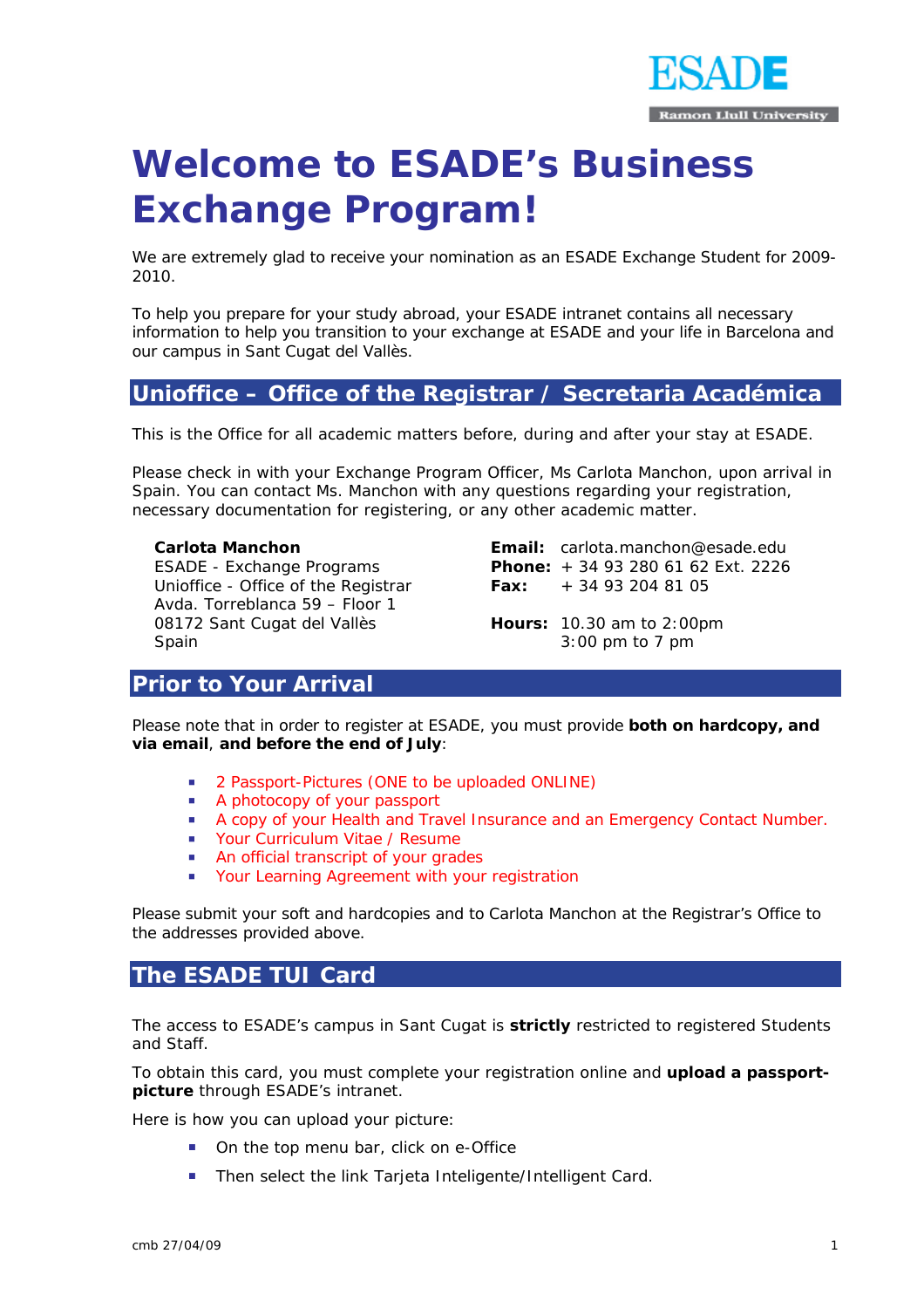ESADE

Ramon Llull University

# Welcome to ESADE's Business Exchange Program!

We are extremely glad to receive your nomination as an ESADE Exchange Student for 2009-2010.

To help you prepare for your study abroad, your ESADE intranet contains all necessary information to help you transition to your exchange at ESADE and your life in Barcelona and our campus in Sant Cugat del Vallès.

## Unioffice – Office of the Registrar / Secretaria Académica

This is the Office for all academic matters before, during and after your stay at ESADE.

Please check in with your Exchange Program Officer, Ms Carlota Manchon, upon arrival in Spain. You can contact Ms. Manchon with any questions regarding your registration, necessary documentation for registering, or any other academic matter.

**Carlota Manchon**
ESADE - Exchange Programs
Unioffice - Office of the Registrar
Avda. Torreblanca 59 – Floor 1
08172 Sant Cugat del Vallès
Spain

**Email:** carlota.manchon@esade.edu
**Phone:** + 34 93 280 61 62 Ext. 2226
**Fax:** + 34 93 204 81 05

**Hours:** 10.30 am to 2:00pm
3:00 pm to 7 pm

## Prior to Your Arrival

Please note that in order to register at ESADE, you must provide **both on hardcopy, and via email**, **and before the end of July**:

- 2 Passport-Pictures (ONE to be uploaded ONLINE)
- A photocopy of your passport
- A copy of your Health and Travel Insurance and an Emergency Contact Number.
- Your Curriculum Vitae / Resume
- An official transcript of your grades
- Your Learning Agreement with your registration

Please submit your soft and hardcopies and to Carlota Manchon at the Registrar's Office to the addresses provided above.

## The ESADE TUI Card

The access to ESADE's campus in Sant Cugat is **strictly** restricted to registered Students and Staff.

To obtain this card, you must complete your registration online and **upload a passport-picture** through ESADE's intranet.

Here is how you can upload your picture:

- On the top menu bar, click on e-Office
- Then select the link Tarjeta Inteligente/Intelligent Card.

cmb 27/04/09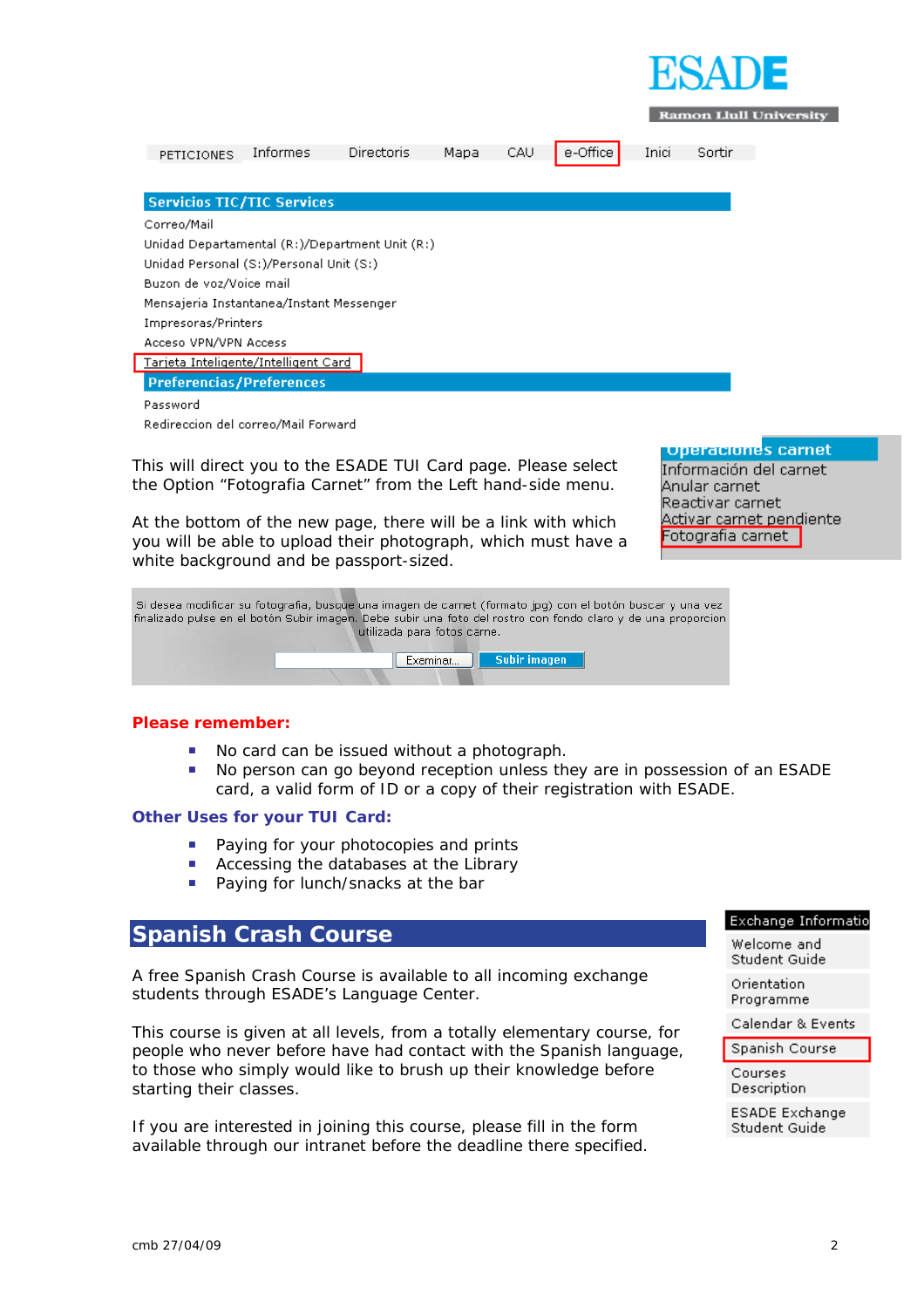This will direct you to the ESADE TUI Card page. Please select the Option "Fotografia Carnet" from the Left hand-side menu.

At the bottom of the new page, there will be a link with which you will be able to upload their photograph, which must have a white background and be passport-sized.

**Please remember:**

- No card can be issued without a photograph.
- No person can go beyond reception unless they are in possession of an ESADE card, a valid form of ID or a copy of their registration with ESADE.

**Other Uses for your TUI Card:**

- Paying for your photocopies and prints
- Accessing the databases at the Library
- Paying for lunch/snacks at the bar

## Spanish Crash Course

A free Spanish Crash Course is available to all incoming exchange students through ESADE's Language Center.

This course is given at all levels, from a totally elementary course, for people who never before have had contact with the Spanish language, to those who simply would like to brush up their knowledge before starting their classes.

If you are interested in joining this course, please fill in the form available through our intranet before the deadline there specified.

cmb 27/04/09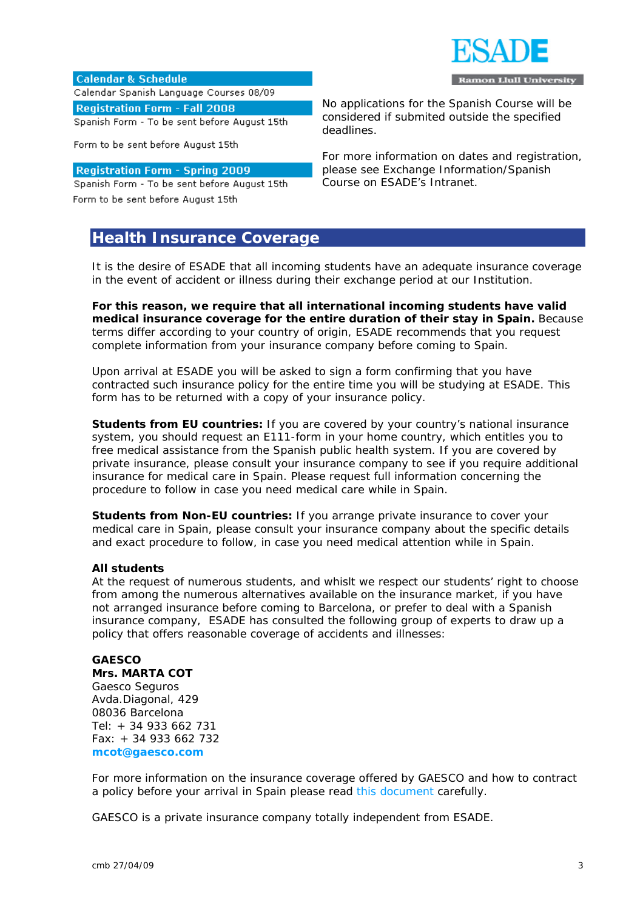**Calendar & Schedule**

Calendar Spanish Language Courses 08/09

**Registration Form - Fall 2008**

Spanish Form - To be sent before August 15th

Form to be sent before August 15th

**Registration Form - Spring 2009**

Spanish Form - To be sent before August 15th

Form to be sent before August 15th

No applications for the Spanish Course will be considered if submited outside the specified deadlines.

For more information on dates and registration, please see Exchange Information/Spanish Course on ESADE's Intranet.

## Health Insurance Coverage

It is the desire of ESADE that all incoming students have an adequate insurance coverage in the event of accident or illness during their exchange period at our Institution.

**For this reason, we require that all international incoming students have valid medical insurance coverage for the entire duration of their stay in Spain.** Because terms differ according to your country of origin, ESADE recommends that you request complete information from your insurance company before coming to Spain.

Upon arrival at ESADE you will be asked to sign a form confirming that you have contracted such insurance policy for the entire time you will be studying at ESADE. This form has to be returned with a copy of your insurance policy.

**Students from EU countries:** If you are covered by your country's national insurance system, you should request an E111-form in your home country, which entitles you to free medical assistance from the Spanish public health system. If you are covered by private insurance, please consult your insurance company to see if you require additional insurance for medical care in Spain. Please request full information concerning the procedure to follow in case you need medical care while in Spain.

**Students from Non-EU countries:** If you arrange private insurance to cover your medical care in Spain, please consult your insurance company about the specific details and exact procedure to follow, in case you need medical attention while in Spain.

**All students**

At the request of numerous students, and whilst we respect our students' right to choose from among the numerous alternatives available on the insurance market, if you have not arranged insurance before coming to Barcelona, or prefer to deal with a Spanish insurance company, ESADE has consulted the following group of experts to draw up a policy that offers reasonable coverage of accidents and illnesses:

**GAESCO**
**Mrs. MARTA COT**
Gaesco Seguros
Avda.Diagonal, 429
08036 Barcelona
Tel: + 34 933 662 731
Fax: + 34 933 662 732
**mcot@gaesco.com**

For more information on the insurance coverage offered by GAESCO and how to contract a policy before your arrival in Spain please read this document carefully.

GAESCO is a private insurance company totally independent from ESADE.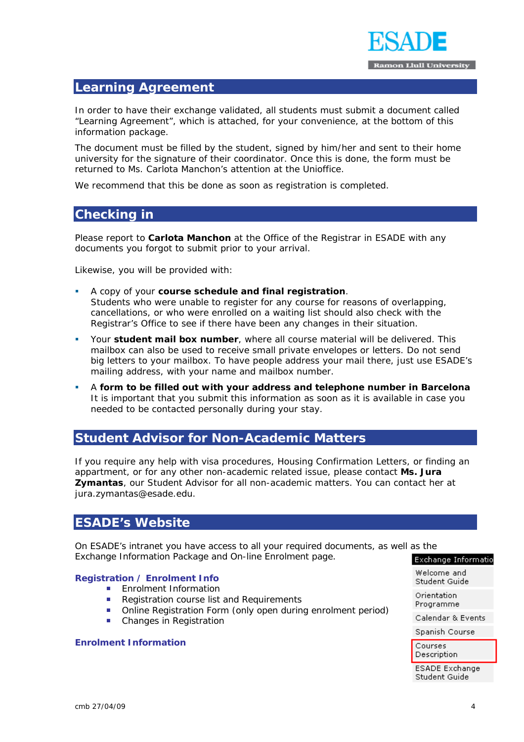## Learning Agreement

In order to have their exchange validated, all students must submit a document called "Learning Agreement", which is attached, for your convenience, at the bottom of this information package.

The document must be filled by the student, signed by him/her and sent to their home university for the signature of their coordinator. Once this is done, the form must be returned to Ms. Carlota Manchon's attention at the Unioffice.

We recommend that this be done as soon as registration is completed.

## Checking in

Please report to **Carlota Manchon** at the Office of the Registrar in ESADE with any documents you forgot to submit prior to your arrival.

Likewise, you will be provided with:

- A copy of your **course schedule and final registration**.
  Students who were unable to register for any course for reasons of overlapping, cancellations, or who were enrolled on a waiting list should also check with the Registrar's Office to see if there have been any changes in their situation.
- Your **student mail box number**, where all course material will be delivered. This mailbox can also be used to receive small private envelopes or letters. Do not send big letters to your mailbox. To have people address your mail there, just use ESADE's mailing address, with your name and mailbox number.
- A **form to be filled out with your address and telephone number in Barcelona**
  It is important that you submit this information as soon as it is available in case you needed to be contacted personally during your stay.

## Student Advisor for Non-Academic Matters

If you require any help with visa procedures, Housing Confirmation Letters, or finding an appartment, or for any other non-academic related issue, please contact **Ms. Jura Zymantas**, our Student Advisor for all non-academic matters. You can contact her at jura.zymantas@esade.edu.

## ESADE's Website

On ESADE's intranet you have access to all your required documents, as well as the Exchange Information Package and On-line Enrolment page.

**Registration / Enrolment Info**

- Enrolment Information
- Registration course list and Requirements
- Online Registration Form (only open during enrolment period)
- Changes in Registration

**Enrolment Information**

Exchange Informatio
- Welcome and Student Guide
- Orientation Programme
- Calendar & Events
- Spanish Course
- Courses Description
- ESADE Exchange Student Guide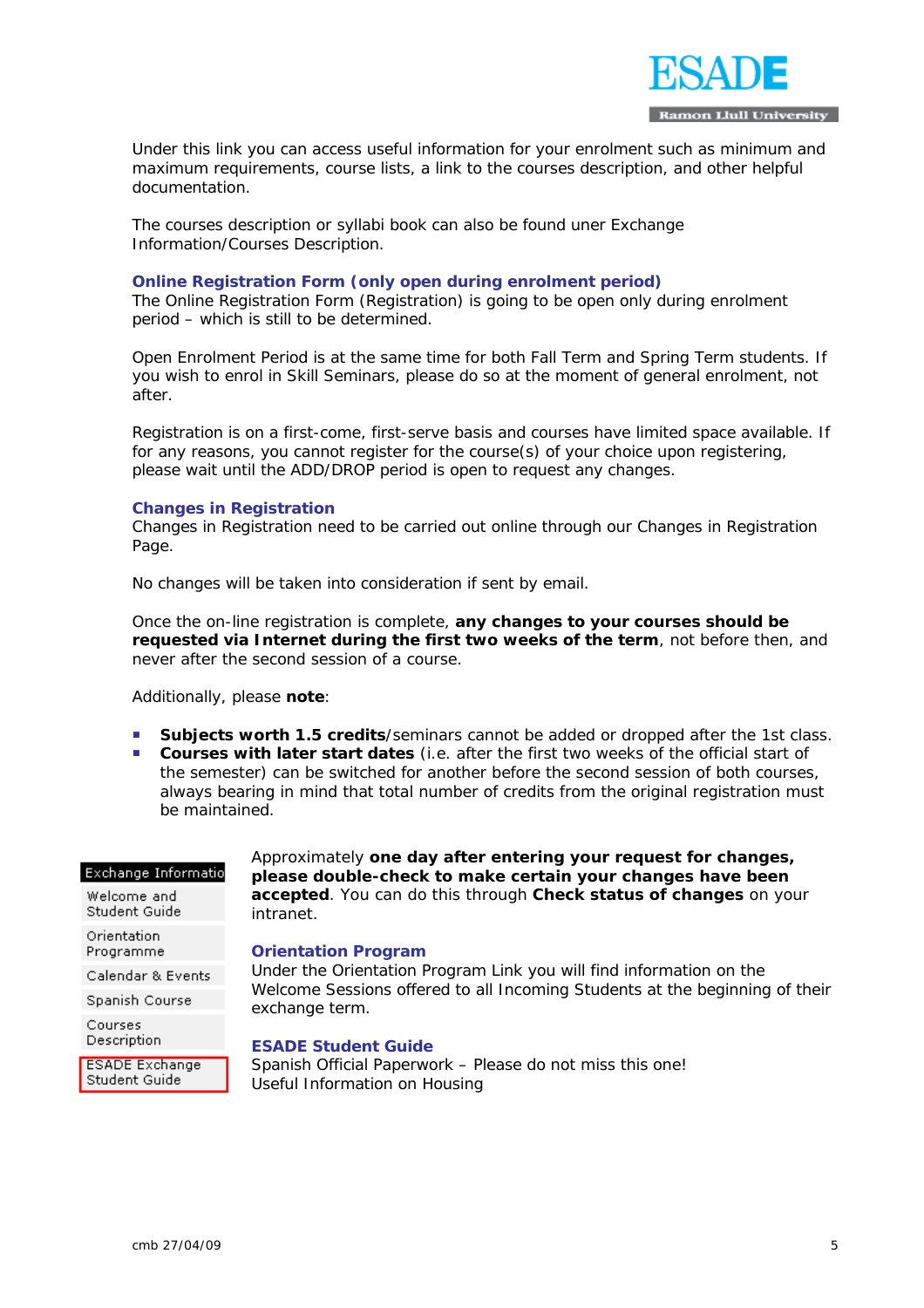Under this link you can access useful information for your enrolment such as minimum and maximum requirements, course lists, a link to the courses description, and other helpful documentation.

The courses description or syllabi book can also be found uner Exchange Information/Courses Description.

**Online Registration Form (only open during enrolment period)**
The Online Registration Form (Registration) is going to be open only during enrolment period – which is still to be determined.

Open Enrolment Period is at the same time for both Fall Term and Spring Term students. If you wish to enrol in Skill Seminars, please do so at the moment of general enrolment, not after.

Registration is on a first-come, first-serve basis and courses have limited space available. If for any reasons, you cannot register for the course(s) of your choice upon registering, please wait until the ADD/DROP period is open to request any changes.

**Changes in Registration**
Changes in Registration need to be carried out online through our Changes in Registration Page.

No changes will be taken into consideration if sent by email.

Once the on-line registration is complete, **any changes to your courses should be requested via Internet during the first two weeks of the term**, not before then, and never after the second session of a course.

Additionally, please **note**:

- **Subjects worth 1.5 credits**/seminars cannot be added or dropped after the 1st class.
- **Courses with later start dates** (i.e. after the first two weeks of the official start of the semester) can be switched for another before the second session of both courses, always bearing in mind that total number of credits from the original registration must be maintained.

Exchange Informatio
Welcome and Student Guide
Orientation Programme
Calendar & Events
Spanish Course
Courses Description
ESADE Exchange Student Guide

Approximately **one day after entering your request for changes, please double-check to make certain your changes have been accepted**. You can do this through **Check status of changes** on your intranet.

**Orientation Program**
Under the Orientation Program Link you will find information on the Welcome Sessions offered to all Incoming Students at the beginning of their exchange term.

**ESADE Student Guide**
Spanish Official Paperwork – Please do not miss this one!
Useful Information on Housing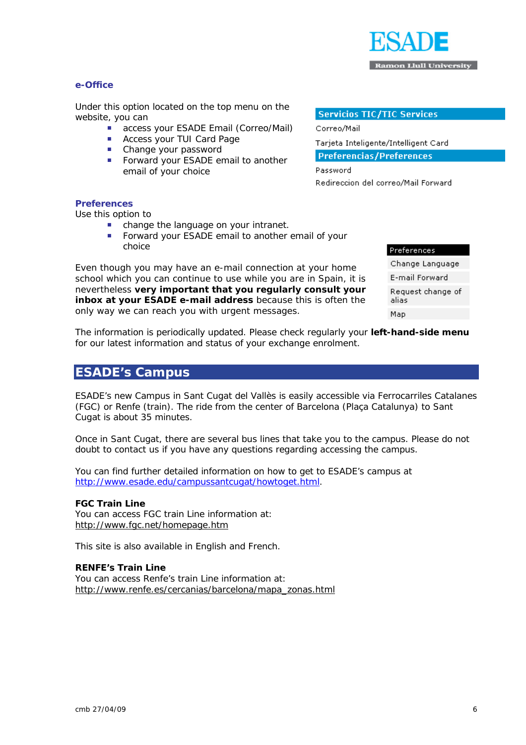### e-Office

Under this option located on the top menu on the website, you can

- access your ESADE Email (Correo/Mail)
- Access your TUI Card Page
- Change your password
- Forward your ESADE email to another email of your choice

**Servicios TIC/TIC Services**

Correo/Mail

Tarjeta Inteligente/Intelligent Card

**Preferencias/Preferences**

Password

Redireccion del correo/Mail Forward

### Preferences

Use this option to

- change the language on your intranet.
- Forward your ESADE email to another email of your choice

**Preferences**

Change Language

E-mail Forward

Request change of alias

Map

Even though you may have an e-mail connection at your home school which you can continue to use while you are in Spain, it is nevertheless **very important that you regularly consult your inbox at your ESADE e-mail address** because this is often the only way we can reach you with urgent messages.

The information is periodically updated. Please check regularly your **left-hand-side menu** for our latest information and status of your exchange enrolment.

## ESADE's Campus

ESADE's new Campus in Sant Cugat del Vallès is easily accessible via Ferrocarriles Catalanes (FGC) or Renfe (train). The ride from the center of Barcelona (Plaça Catalunya) to Sant Cugat is about 35 minutes.

Once in Sant Cugat, there are several bus lines that take you to the campus. Please do not doubt to contact us if you have any questions regarding accessing the campus.

You can find further detailed information on how to get to ESADE's campus at http://www.esade.edu/campussantcugat/howtoget.html.

**FGC Train Line**

You can access FGC train Line information at:
http://www.fgc.net/homepage.htm

This site is also available in English and French.

**RENFE's Train Line**

You can access Renfe's train Line information at:
http://www.renfe.es/cercanias/barcelona/mapa_zonas.html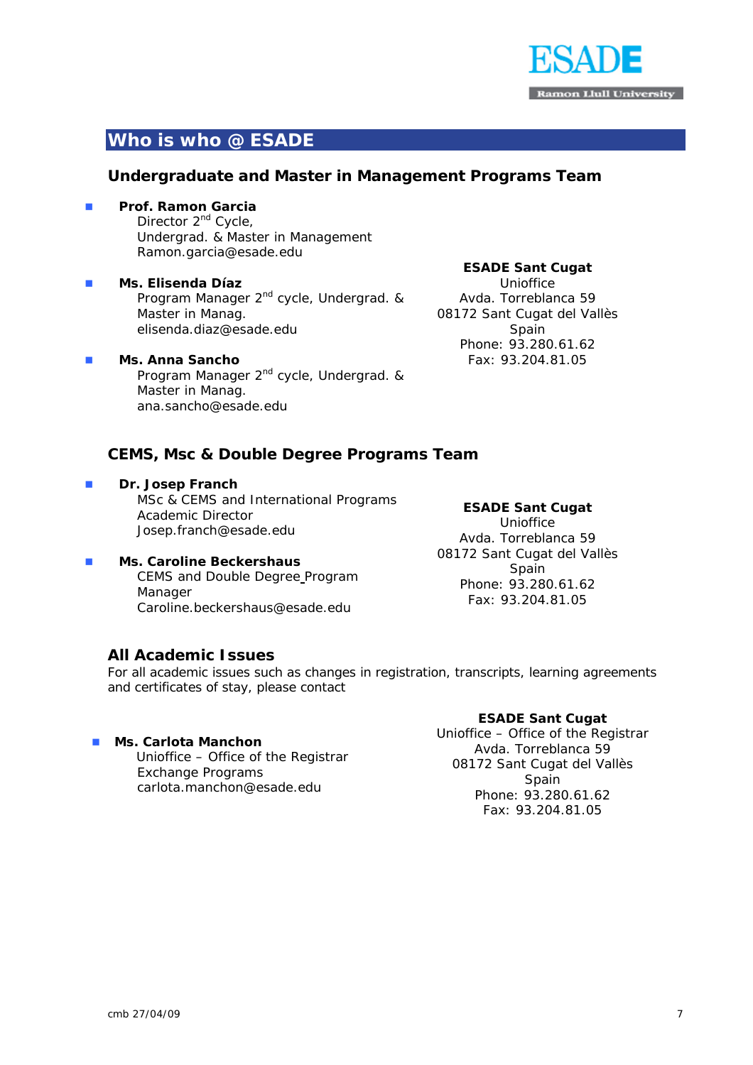ESADE

Ramon Llull University

# Who is who @ ESADE

## Undergraduate and Master in Management Programs Team

- **Prof. Ramon Garcia**
  Director 2nd Cycle,
  Undergrad. & Master in Management
  Ramon.garcia@esade.edu

- **Ms. Elisenda Díaz**
  Program Manager 2nd cycle, Undergrad. & Master in Manag.
  elisenda.diaz@esade.edu

- **Ms. Anna Sancho**
  Program Manager 2nd cycle, Undergrad. & Master in Manag.
  ana.sancho@esade.edu

**ESADE Sant Cugat**
Unioffice
Avda. Torreblanca 59
08172 Sant Cugat del Vallès
Spain
Phone: 93.280.61.62
Fax: 93.204.81.05

## CEMS, Msc & Double Degree Programs Team

- **Dr. Josep Franch**
  MSc & CEMS and International Programs Academic Director
  Josep.franch@esade.edu

- **Ms. Caroline Beckershaus**
  CEMS and Double Degree Program Manager
  Caroline.beckershaus@esade.edu

**ESADE Sant Cugat**
Unioffice
Avda. Torreblanca 59
08172 Sant Cugat del Vallès
Spain
Phone: 93.280.61.62
Fax: 93.204.81.05

## All Academic Issues

For all academic issues such as changes in registration, transcripts, learning agreements and certificates of stay, please contact

- **Ms. Carlota Manchon**
  Unioffice – Office of the Registrar
  Exchange Programs
  carlota.manchon@esade.edu

**ESADE Sant Cugat**
Unioffice – Office of the Registrar
Avda. Torreblanca 59
08172 Sant Cugat del Vallès
Spain
Phone: 93.280.61.62
Fax: 93.204.81.05

cmb 27/04/09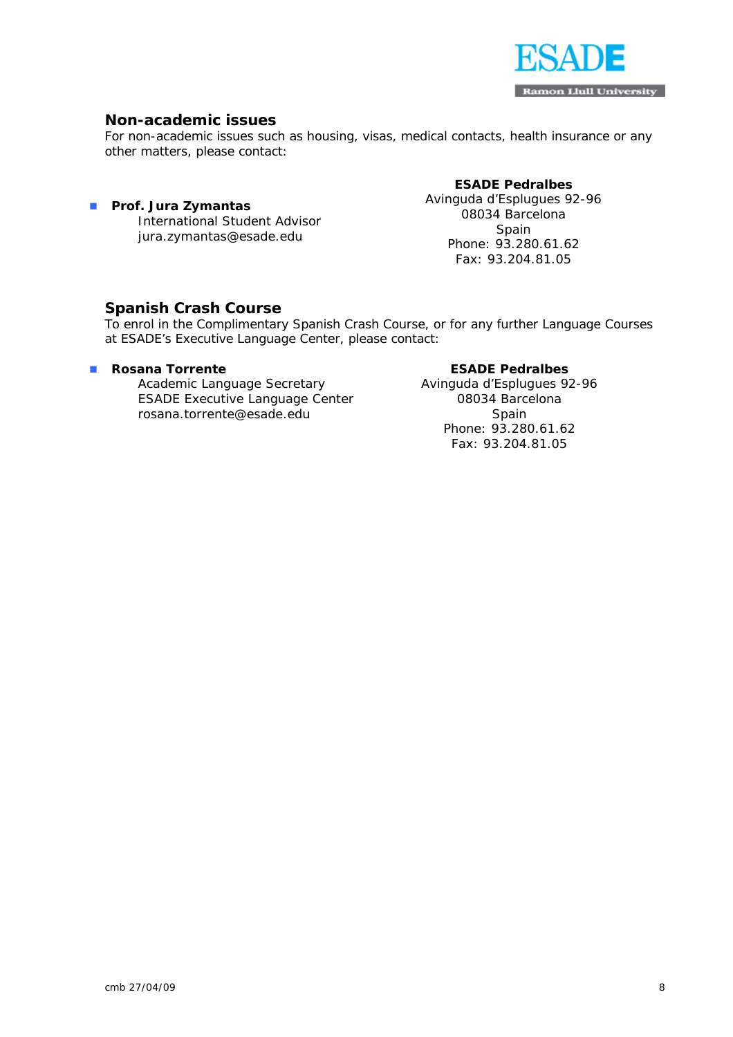## Non-academic issues

For non-academic issues such as housing, visas, medical contacts, health insurance or any other matters, please contact:

- **Prof. Jura Zymantas**
  International Student Advisor
  jura.zymantas@esade.edu

**ESADE Pedralbes**
Avinguda d'Esplugues 92-96
08034 Barcelona
Spain
Phone: 93.280.61.62
Fax: 93.204.81.05

## Spanish Crash Course

To enrol in the Complimentary Spanish Crash Course, or for any further Language Courses at ESADE's Executive Language Center, please contact:

- **Rosana Torrente**
  Academic Language Secretary
  ESADE Executive Language Center
  rosana.torrente@esade.edu

**ESADE Pedralbes**
Avinguda d'Esplugues 92-96
08034 Barcelona
Spain
Phone: 93.280.61.62
Fax: 93.204.81.05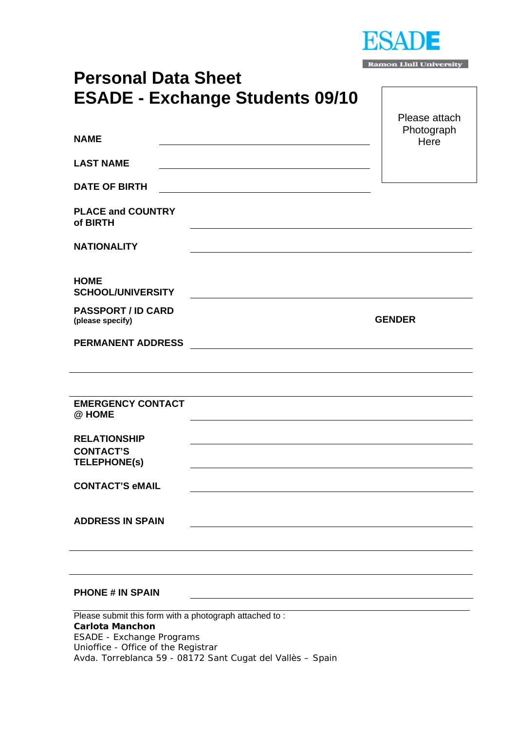ESADE

Ramon Llull University

# Personal Data Sheet
# ESADE - Exchange Students 09/10

Please attach Photograph Here

**NAME** ______________________________

**LAST NAME** ______________________________

**DATE OF BIRTH** ______________________________

**PLACE and COUNTRY of BIRTH** ______________________________

**NATIONALITY** ______________________________

**HOME SCHOOL/UNIVERSITY** ______________________________

**PASSPORT / ID CARD (please specify)** **GENDER**

**PERMANENT ADDRESS** ______________________________

______________________________

______________________________

**EMERGENCY CONTACT @ HOME** ______________________________

**RELATIONSHIP** ______________________________

**CONTACT'S TELEPHONE(s)** ______________________________

**CONTACT'S eMAIL** ______________________________

**ADDRESS IN SPAIN** ______________________________

______________________________

______________________________

**PHONE # IN SPAIN** ______________________________

Please submit this form with a photograph attached to :
**Carlota Manchon**
ESADE - Exchange Programs
Unioffice - Office of the Registrar
Avda. Torreblanca 59 - 08172 Sant Cugat del Vallès – Spain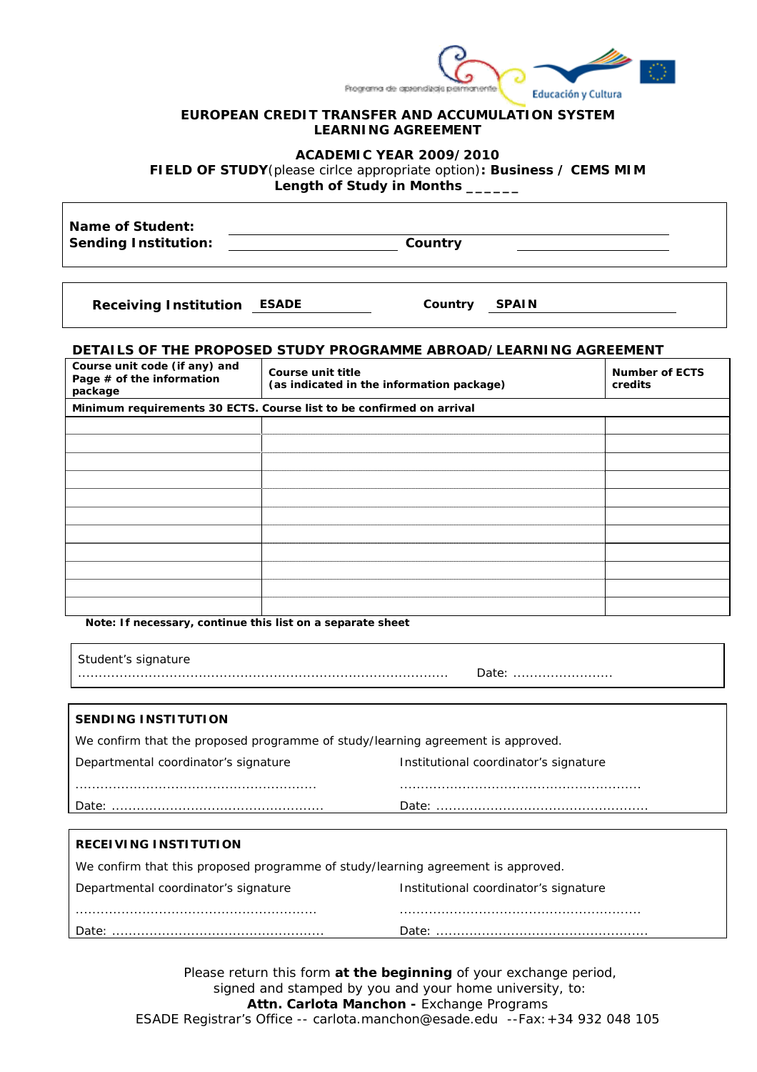Programa de aprendizaje permanente — Educación y Cultura

**EUROPEAN CREDIT TRANSFER AND ACCUMULATION SYSTEM**
**LEARNING AGREEMENT**

**ACADEMIC YEAR 2009/2010**
**FIELD OF STUDY**(please cirlce appropriate option)**: Business / CEMS MIM**
**Length of Study in Months** ______

**Name of Student:** ______________________________
**Sending Institution:** ______________ **Country** ______________

**Receiving Institution** **ESADE** **Country** **SPAIN**

**DETAILS OF THE PROPOSED STUDY PROGRAMME ABROAD/LEARNING AGREEMENT**

| Course unit code (if any) and Page # of the information package | Course unit title (as indicated in the information package) | Number of ECTS credits |
|---|---|---|
| **Minimum requirements 30 ECTS. Course list to be confirmed on arrival** | | |
| | | |
| | | |
| | | |
| | | |
| | | |
| | | |
| | | |
| | | |
| | | |
| | | |
| | | |

**Note: If necessary, continue this list on a separate sheet**

Student's signature
........................................................................................ Date: ........................

**SENDING INSTITUTION**

We confirm that the proposed programme of study/learning agreement is approved.

Departmental coordinator's signature ......................................................... Date: ...................................................

Institutional coordinator's signature ......................................................... Date: ...................................................

**RECEIVING INSTITUTION**

We confirm that this proposed programme of study/learning agreement is approved.

Departmental coordinator's signature ......................................................... Date: ...................................................

Institutional coordinator's signature ......................................................... Date: ...................................................

Please return this form **at the beginning** of your exchange period,
signed and stamped by you and your home university, to:
**Attn. Carlota Manchon -** Exchange Programs
ESADE Registrar's Office -- carlota.manchon@esade.edu --Fax:+34 932 048 105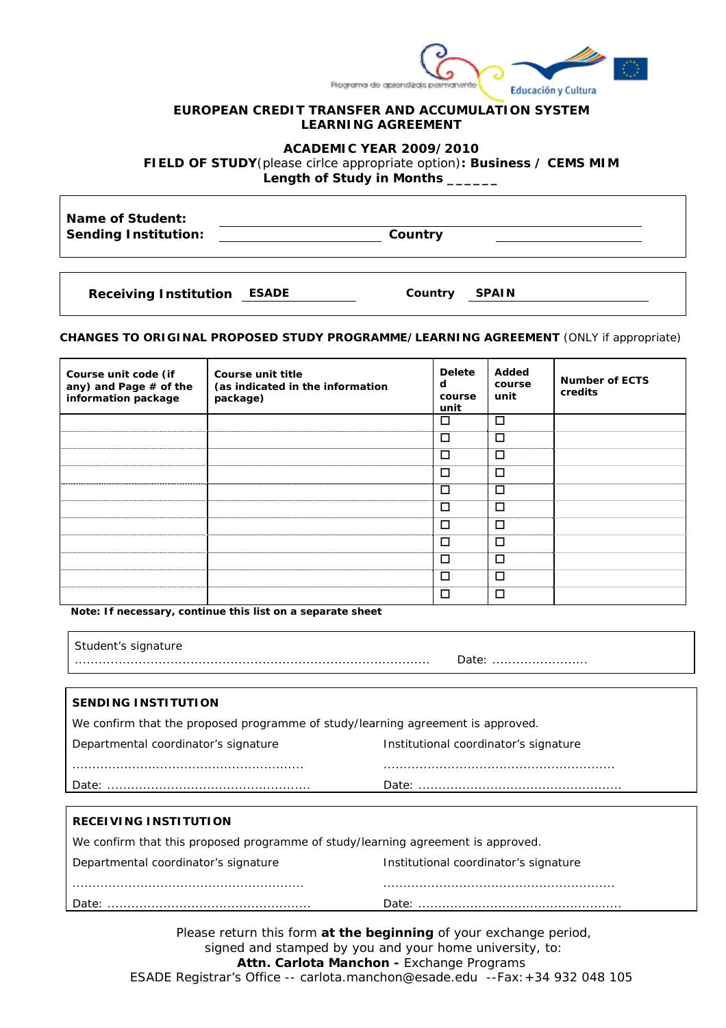Programa de aprendizaje permanente

Educación y Cultura

**EUROPEAN CREDIT TRANSFER AND ACCUMULATION SYSTEM**
**LEARNING AGREEMENT**

**ACADEMIC YEAR 2009/2010**
**FIELD OF STUDY**(please cirlce appropriate option)**: Business / CEMS MIM**
**Length of Study in Months ______**

**Name of Student:** ______________________________

**Sending Institution:** ____________________ **Country** ____________________

**Receiving Institution** **ESADE** **Country** **SPAIN**

**CHANGES TO ORIGINAL PROPOSED STUDY PROGRAMME/LEARNING AGREEMENT** (ONLY if appropriate)

| Course unit code (if any) and Page # of the information package | Course unit title (as indicated in the information package) | Deleted course unit | Added course unit | Number of ECTS credits |
|---|---|---|---|---|
| | | ☐ | ☐ | |
| | | ☐ | ☐ | |
| | | ☐ | ☐ | |
| | | ☐ | ☐ | |
| | | ☐ | ☐ | |
| | | ☐ | ☐ | |
| | | ☐ | ☐ | |
| | | ☐ | ☐ | |
| | | ☐ | ☐ | |
| | | ☐ | ☐ | |
| | | ☐ | ☐ | |

**Note: If necessary, continue this list on a separate sheet**

Student's signature
........................................................................................ Date: ........................

**SENDING INSTITUTION**

We confirm that the proposed programme of study/learning agreement is approved.

Departmental coordinator's signature ........................................................ Date: ..................................................

Institutional coordinator's signature ........................................................ Date: ..................................................

**RECEIVING INSTITUTION**

We confirm that this proposed programme of study/learning agreement is approved.

Departmental coordinator's signature ........................................................ Date: ..................................................

Institutional coordinator's signature ........................................................ Date: ..................................................

Please return this form **at the beginning** of your exchange period,
signed and stamped by you and your home university, to:
**Attn. Carlota Manchon -** Exchange Programs
ESADE Registrar's Office -- carlota.manchon@esade.edu --Fax:+34 932 048 105